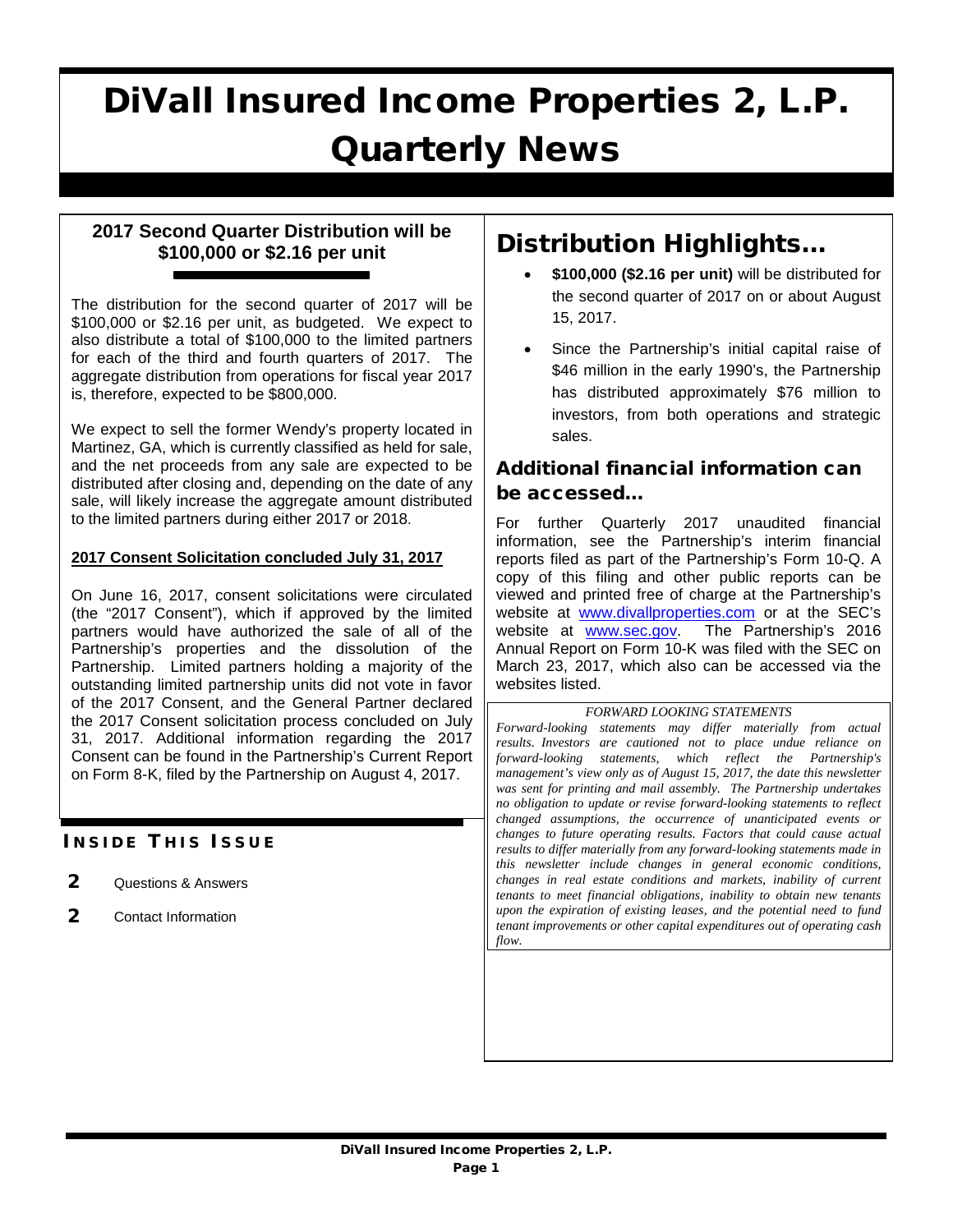# DiVall Insured Income Properties 2, L.P. Quarterly News

## 2017 Second Quarter Distribution will be $100,000 or $2.16 per unit

The distribution for the second quarter of 2017 will be $100,000 or $2.16 per unit, as budgeted. We expect to also distribute a total of $100,000 to the limited partners for each of the third and fourth quarters of 2017. The aggregate distribution from operations for fiscal year 2017 is, therefore, expected to be $800,000.

We expect to sell the former Wendy's property located in Martinez, GA, which is currently classified as held for sale, and the net proceeds from any sale are expected to be distributed after closing and, depending on the date of any sale, will likely increase the aggregate amount distributed to the limited partners during either 2017 or 2018.

### 2017 Consent Solicitation concluded July 31, 2017

On June 16, 2017, consent solicitations were circulated (the "2017 Consent"), which if approved by the limited partners would have authorized the sale of all of the Partnership's properties and the dissolution of the Partnership. Limited partners holding a majority of the outstanding limited partnership units did not vote in favor of the 2017 Consent, and the General Partner declared the 2017 Consent solicitation process concluded on July 31, 2017. Additional information regarding the 2017 Consent can be found in the Partnership's Current Report on Form 8-K, filed by the Partnership on August 4, 2017.

### INSIDE THIS ISSUE

- **2** Questions & Answers
- **2** Contact Information

## Distribution Highlights…

- **$100,000 ($2.16 per unit)** will be distributed for the second quarter of 2017 on or about August 15, 2017.
- Since the Partnership's initial capital raise of $46 million in the early 1990's, the Partnership has distributed approximately $76 million to investors, from both operations and strategic sales.

## Additional financial information can be accessed…

For further Quarterly 2017 unaudited financial information, see the Partnership's interim financial reports filed as part of the Partnership's Form 10-Q. A copy of this filing and other public reports can be viewed and printed free of charge at the Partnership's website at www.divallproperties.com or at the SEC's website at www.sec.gov. The Partnership's 2016 Annual Report on Form 10-K was filed with the SEC on March 23, 2017, which also can be accessed via the websites listed.

*FORWARD LOOKING STATEMENTS*

*Forward-looking statements may differ materially from actual results. Investors are cautioned not to place undue reliance on forward-looking statements, which reflect the Partnership's management's view only as of August 15, 2017, the date this newsletter was sent for printing and mail assembly. The Partnership undertakes no obligation to update or revise forward-looking statements to reflect changed assumptions, the occurrence of unanticipated events or changes to future operating results. Factors that could cause actual results to differ materially from any forward-looking statements made in this newsletter include changes in general economic conditions, changes in real estate conditions and markets, inability of current tenants to meet financial obligations, inability to obtain new tenants upon the expiration of existing leases, and the potential need to fund tenant improvements or other capital expenditures out of operating cash flow.*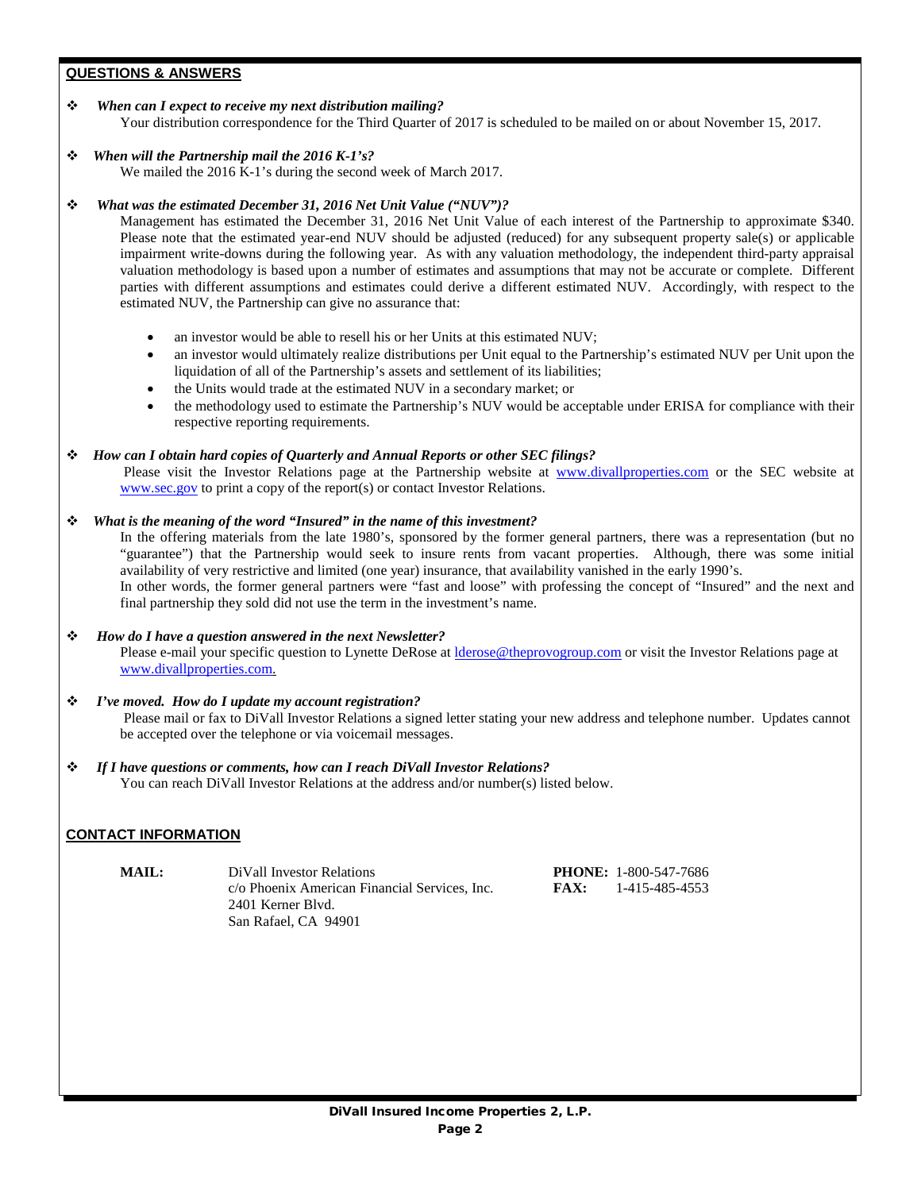## QUESTIONS & ANSWERS

- ***When can I expect to receive my next distribution mailing?***
  Your distribution correspondence for the Third Quarter of 2017 is scheduled to be mailed on or about November 15, 2017.

- ***When will the Partnership mail the 2016 K-1's?***
  We mailed the 2016 K-1's during the second week of March 2017.

- ***What was the estimated December 31, 2016 Net Unit Value ("NUV")?***
  Management has estimated the December 31, 2016 Net Unit Value of each interest of the Partnership to approximate $340. Please note that the estimated year-end NUV should be adjusted (reduced) for any subsequent property sale(s) or applicable impairment write-downs during the following year. As with any valuation methodology, the independent third-party appraisal valuation methodology is based upon a number of estimates and assumptions that may not be accurate or complete. Different parties with different assumptions and estimates could derive a different estimated NUV. Accordingly, with respect to the estimated NUV, the Partnership can give no assurance that:

  - an investor would be able to resell his or her Units at this estimated NUV;
  - an investor would ultimately realize distributions per Unit equal to the Partnership's estimated NUV per Unit upon the liquidation of all of the Partnership's assets and settlement of its liabilities;
  - the Units would trade at the estimated NUV in a secondary market; or
  - the methodology used to estimate the Partnership's NUV would be acceptable under ERISA for compliance with their respective reporting requirements.

- ***How can I obtain hard copies of Quarterly and Annual Reports or other SEC filings?***
  Please visit the Investor Relations page at the Partnership website at www.divallproperties.com or the SEC website at www.sec.gov to print a copy of the report(s) or contact Investor Relations.

- ***What is the meaning of the word "Insured" in the name of this investment?***
  In the offering materials from the late 1980's, sponsored by the former general partners, there was a representation (but no "guarantee") that the Partnership would seek to insure rents from vacant properties. Although, there was some initial availability of very restrictive and limited (one year) insurance, that availability vanished in the early 1990's.
  In other words, the former general partners were "fast and loose" with professing the concept of "Insured" and the next and final partnership they sold did not use the term in the investment's name.

- ***How do I have a question answered in the next Newsletter?***
  Please e-mail your specific question to Lynette DeRose at lderose@theprovogroup.com or visit the Investor Relations page at www.divallproperties.com.

- ***I've moved. How do I update my account registration?***
  Please mail or fax to DiVall Investor Relations a signed letter stating your new address and telephone number. Updates cannot be accepted over the telephone or via voicemail messages.

- ***If I have questions or comments, how can I reach DiVall Investor Relations?***
  You can reach DiVall Investor Relations at the address and/or number(s) listed below.

## CONTACT INFORMATION

**MAIL:**
DiVall Investor Relations
c/o Phoenix American Financial Services, Inc.
2401 Kerner Blvd.
San Rafael, CA 94901

**PHONE:** 1-800-547-7686
**FAX:** 1-415-485-4553